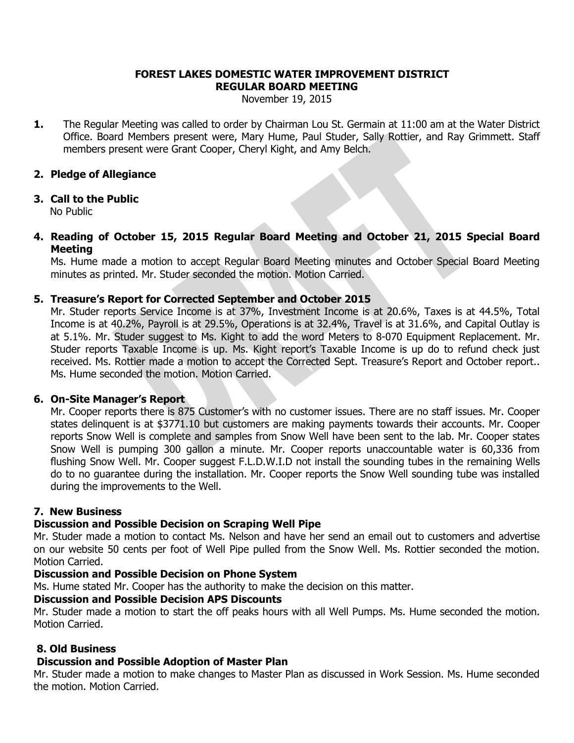# FOREST LAKES DOMESTIC WATER IMPROVEMENT DISTRICT
## REGULAR BOARD MEETING

November 19, 2015

**1.** The Regular Meeting was called to order by Chairman Lou St. Germain at 11:00 am at the Water District Office. Board Members present were, Mary Hume, Paul Studer, Sally Rottier, and Ray Grimmett. Staff members present were Grant Cooper, Cheryl Kight, and Amy Belch.

**2. Pledge of Allegiance**

**3. Call to the Public**

No Public

**4. Reading of October 15, 2015 Regular Board Meeting and October 21, 2015 Special Board Meeting**

Ms. Hume made a motion to accept Regular Board Meeting minutes and October Special Board Meeting minutes as printed. Mr. Studer seconded the motion. Motion Carried.

**5. Treasure's Report for Corrected September and October 2015**

Mr. Studer reports Service Income is at 37%, Investment Income is at 20.6%, Taxes is at 44.5%, Total Income is at 40.2%, Payroll is at 29.5%, Operations is at 32.4%, Travel is at 31.6%, and Capital Outlay is at 5.1%. Mr. Studer suggest to Ms. Kight to add the word Meters to 8-070 Equipment Replacement. Mr. Studer reports Taxable Income is up. Ms. Kight report's Taxable Income is up do to refund check just received. Ms. Rottier made a motion to accept the Corrected Sept. Treasure's Report and October report.. Ms. Hume seconded the motion. Motion Carried.

**6. On-Site Manager's Report**

Mr. Cooper reports there is 875 Customer's with no customer issues. There are no staff issues. Mr. Cooper states delinquent is at $3771.10 but customers are making payments towards their accounts. Mr. Cooper reports Snow Well is complete and samples from Snow Well have been sent to the lab. Mr. Cooper states Snow Well is pumping 300 gallon a minute. Mr. Cooper reports unaccountable water is 60,336 from flushing Snow Well. Mr. Cooper suggest F.L.D.W.I.D not install the sounding tubes in the remaining Wells do to no guarantee during the installation. Mr. Cooper reports the Snow Well sounding tube was installed during the improvements to the Well.

**7. New Business**

**Discussion and Possible Decision on Scraping Well Pipe**

Mr. Studer made a motion to contact Ms. Nelson and have her send an email out to customers and advertise on our website 50 cents per foot of Well Pipe pulled from the Snow Well. Ms. Rottier seconded the motion. Motion Carried.

**Discussion and Possible Decision on Phone System**

Ms. Hume stated Mr. Cooper has the authority to make the decision on this matter.

**Discussion and Possible Decision APS Discounts**

Mr. Studer made a motion to start the off peaks hours with all Well Pumps. Ms. Hume seconded the motion. Motion Carried.

**8. Old Business**

**Discussion and Possible Adoption of Master Plan**

Mr. Studer made a motion to make changes to Master Plan as discussed in Work Session. Ms. Hume seconded the motion. Motion Carried.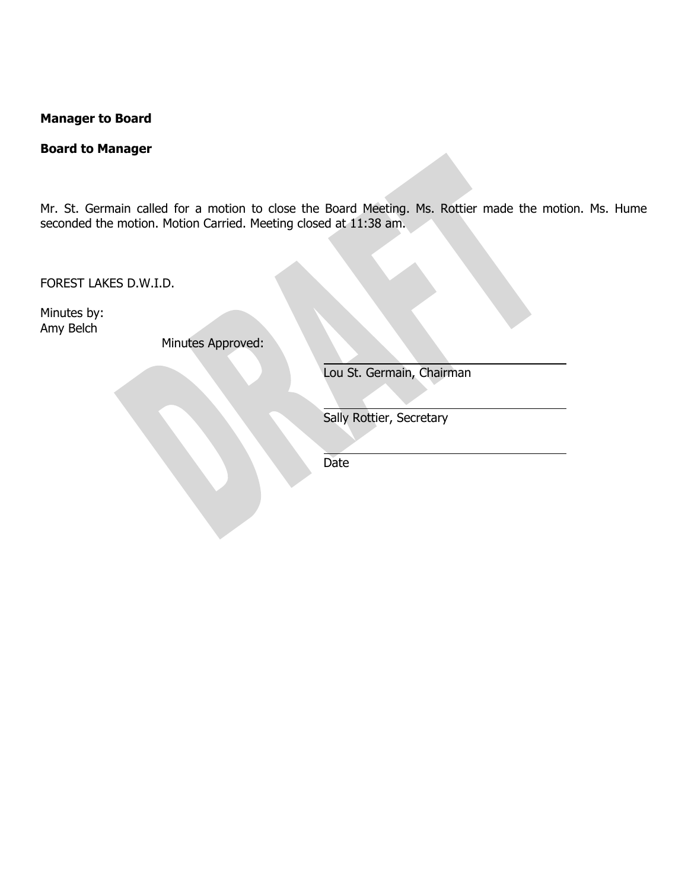**Manager to Board**

**Board to Manager**

Mr. St. Germain called for a motion to close the Board Meeting. Ms. Rottier made the motion. Ms. Hume seconded the motion. Motion Carried. Meeting closed at 11:38 am.

FOREST LAKES D.W.I.D.

Minutes by:
Amy Belch

Minutes Approved:

Lou St. Germain, Chairman

Sally Rottier, Secretary

Date